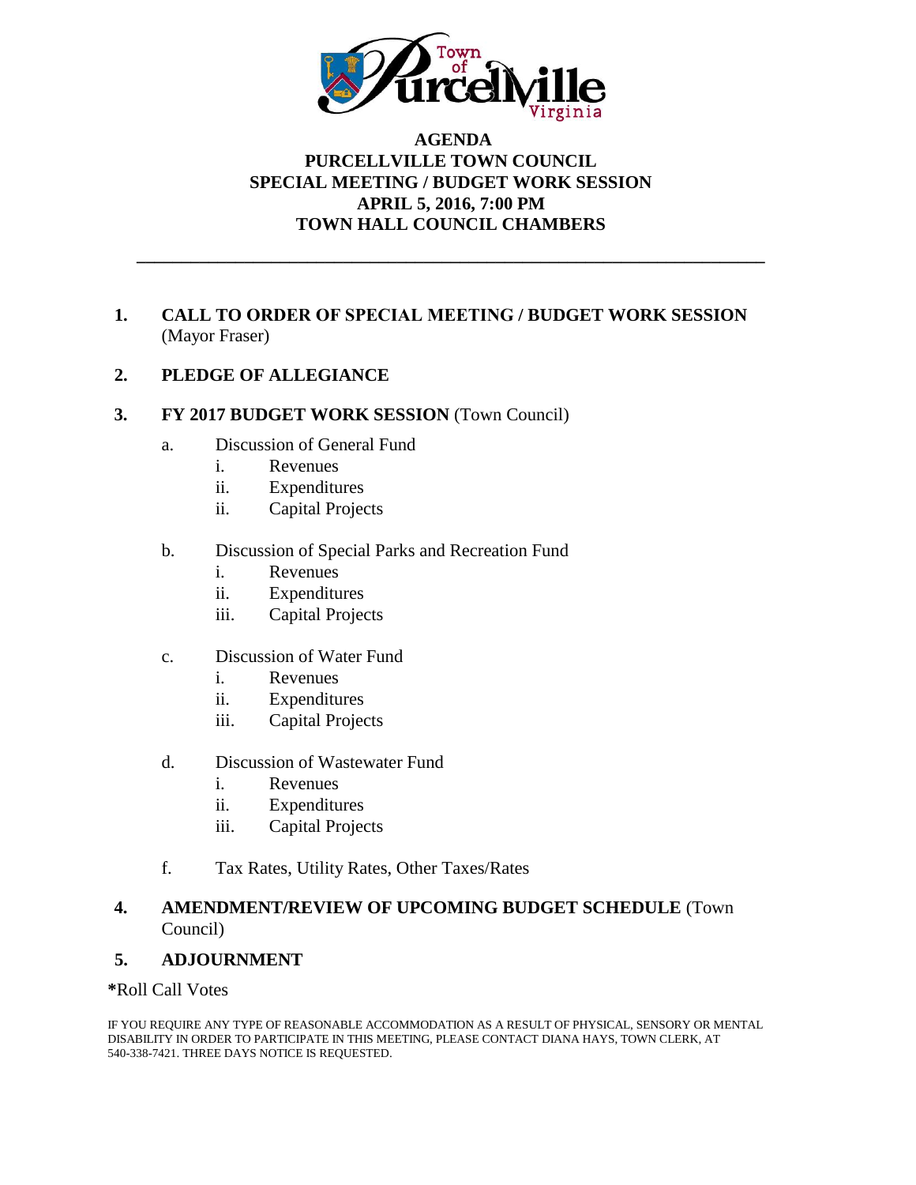Town of Purcellville Virginia

# AGENDA
## PURCELLVILLE TOWN COUNCIL
## SPECIAL MEETING / BUDGET WORK SESSION
## APRIL 5, 2016, 7:00 PM
## TOWN HALL COUNCIL CHAMBERS

---

**1. CALL TO ORDER OF SPECIAL MEETING / BUDGET WORK SESSION** (Mayor Fraser)

**2. PLEDGE OF ALLEGIANCE**

**3. FY 2017 BUDGET WORK SESSION** (Town Council)

a. Discussion of General Fund
   - i. Revenues
   - ii. Expenditures
   - ii. Capital Projects

b. Discussion of Special Parks and Recreation Fund
   - i. Revenues
   - ii. Expenditures
   - iii. Capital Projects

c. Discussion of Water Fund
   - i. Revenues
   - ii. Expenditures
   - iii. Capital Projects

d. Discussion of Wastewater Fund
   - i. Revenues
   - ii. Expenditures
   - iii. Capital Projects

f. Tax Rates, Utility Rates, Other Taxes/Rates

**4. AMENDMENT/REVIEW OF UPCOMING BUDGET SCHEDULE** (Town Council)

**5. ADJOURNMENT**

**\***Roll Call Votes

IF YOU REQUIRE ANY TYPE OF REASONABLE ACCOMMODATION AS A RESULT OF PHYSICAL, SENSORY OR MENTAL DISABILITY IN ORDER TO PARTICIPATE IN THIS MEETING, PLEASE CONTACT DIANA HAYS, TOWN CLERK, AT 540-338-7421. THREE DAYS NOTICE IS REQUESTED.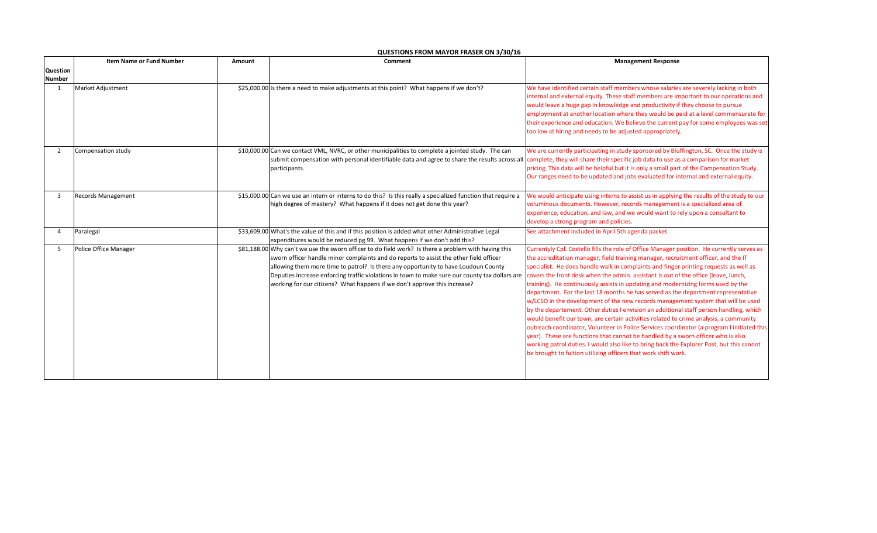## QUESTIONS FROM MAYOR FRASER ON 3/30/16

| Question Number | Item Name or Fund Number | Amount | Comment | Management Response |
|---|---|---|---|---|
| 1 | Market Adjustment | $25,000.00 | Is there a need to make adjustments at this point? What happens if we don't? | We have identified certain staff members whose salaries are severely lacking in both internal and external equity. These staff members are important to our operations and would leave a huge gap in knowledge and productivity if they choose to pursue employment at another location where they would be paid at a level commensurate for their experience and education. We believe the current pay for some employees was set too low at hiring and needs to be adjusted appropriately. |
| 2 | Compensation study | $10,000.00 | Can we contact VML, NVRC, or other municipalities to complete a jointed study. The can submit compensation with personal identifiable data and agree to share the results across all participants. | We are currently participating in study sponsored by Bluffington, SC. Once the study is complete, they will share their specific job data to use as a comparison for market pricing. This data will be helpful but it is only a small part of the Compensation Study. Our ranges need to be updated and jobs evaluated for internal and external equity. |
| 3 | Records Management | $15,000.00 | Can we use an intern or interns to do this? Is this really a specialized function that require a high degree of mastery? What happens if it does not get done this year? | We would anticipate using interns to assist us in applying the results of the study to our voluminous documents. However, records management is a specialized area of experience, education, and law, and we would want to rely upon a consultant to develop a strong program and policies. |
| 4 | Paralegal | $33,609.00 | What's the value of this and if this position is added what other Administrative Legal expenditures would be reduced pg.99. What happens if we don't add this? | See attachment included in April 5th agenda packet |
| 5 | Police Office Manager | $81,188.00 | Why can't we use the sworn officer to do field work? Is there a problem with having this sworn officer handle minor complaints and do reports to assist the other field officer allowing them more time to patrol? Is there any opportunity to have Loudoun County Deputies increase enforcing traffic violations in town to make sure our county tax dollars are working for our citizens? What happens if we don't approve this increase? | Currentyly Cpl. Costello fills the role of Office Manager position. He currently serves as the accreditation manager, field training manager, recruitment officer, and the IT specialist. He does handle walk in complaints and finger printing requests as well as covers the front desk when the admin. assistant is out of the office (leave, lunch, training). He continuously assists in updating and modernizing forms used by the department. For the last 18 months he has served as the department representative w/LCSO in the development of the new records management system that will be used by the departement. Other duties I envision an additional staff person handling, which would benefit our town, are certain activities related to crime analysis, a community outreach coordinator, Volunteer in Police Services coordinator (a program I initiated this year). These are functions that cannot be handled by a sworn officer who is also working patrol duties. I would also like to bring back the Explorer Post, but this cannot be brought to fuition utilizing officers that work shift work. |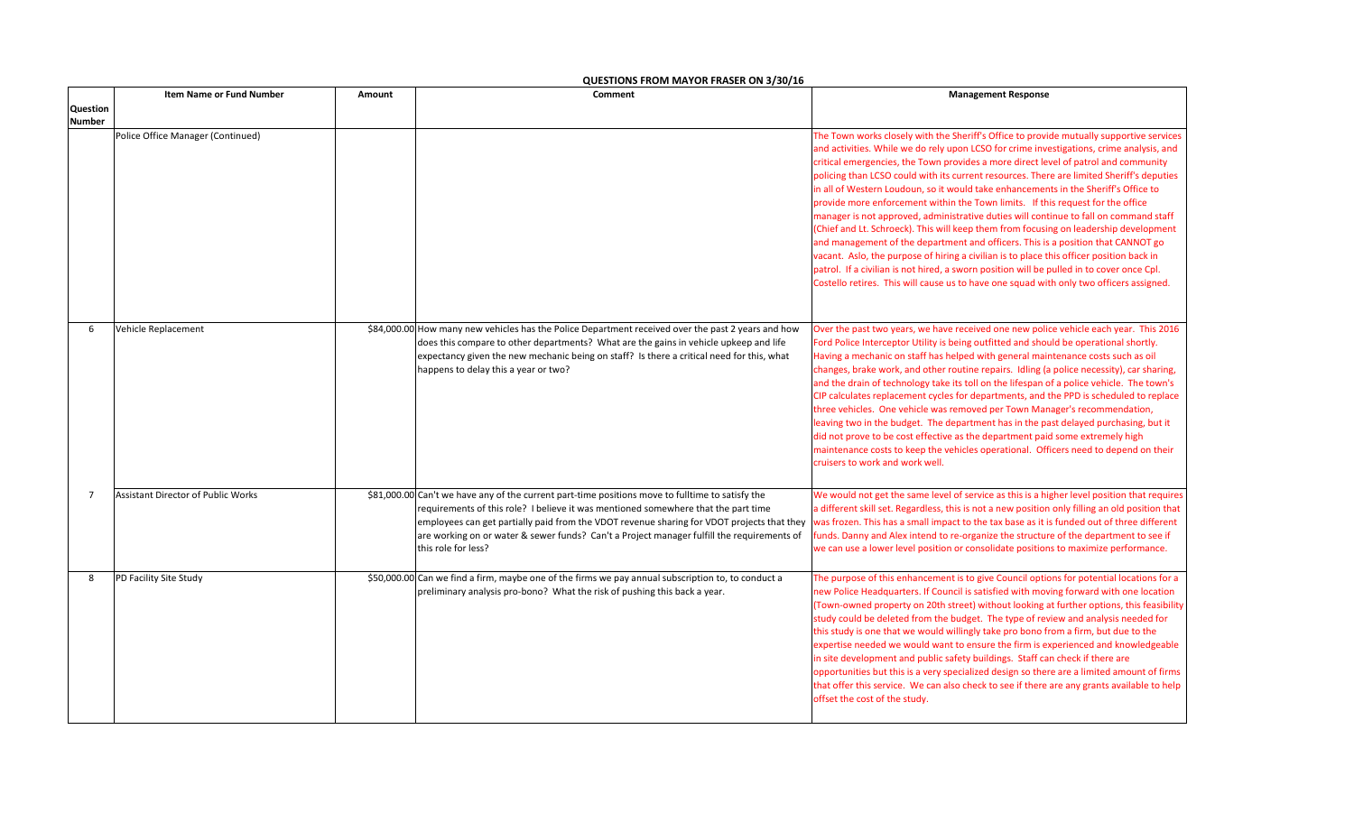**QUESTIONS FROM MAYOR FRASER ON 3/30/16**

| Question Number | Item Name or Fund Number | Amount | Comment | Management Response |
|---|---|---|---|---|
| | Police Office Manager (Continued) | | | The Town works closely with the Sheriff's Office to provide mutually supportive services and activities. While we do rely upon LCSO for crime investigations, crime analysis, and critical emergencies, the Town provides a more direct level of patrol and community policing than LCSO could with its current resources. There are limited Sheriff's deputies in all of Western Loudoun, so it would take enhancements in the Sheriff's Office to provide more enforcement within the Town limits. If this request for the office manager is not approved, administrative duties will continue to fall on command staff (Chief and Lt. Schroeck). This will keep them from focusing on leadership development and management of the department and officers. This is a position that CANNOT go vacant. Aslo, the purpose of hiring a civilian is to place this officer position back in patrol. If a civilian is not hired, a sworn position will be pulled in to cover once Cpl. Costello retires. This will cause us to have one squad with only two officers assigned. |
| 6 | Vehicle Replacement | $84,000.00 | How many new vehicles has the Police Department received over the past 2 years and how does this compare to other departments? What are the gains in vehicle upkeep and life expectancy given the new mechanic being on staff? Is there a critical need for this, what happens to delay this a year or two? | Over the past two years, we have received one new police vehicle each year. This 2016 Ford Police Interceptor Utility is being outfitted and should be operational shortly. Having a mechanic on staff has helped with general maintenance costs such as oil changes, brake work, and other routine repairs. Idling (a police necessity), car sharing, and the drain of technology take its toll on the lifespan of a police vehicle. The town's CIP calculates replacement cycles for departments, and the PPD is scheduled to replace three vehicles. One vehicle was removed per Town Manager's recommendation, leaving two in the budget. The department has in the past delayed purchasing, but it did not prove to be cost effective as the department paid some extremely high maintenance costs to keep the vehicles operational. Officers need to depend on their cruisers to work and work well. |
| 7 | Assistant Director of Public Works | $81,000.00 | Can't we have any of the current part-time positions move to fulltime to satisfy the requirements of this role? I believe it was mentioned somewhere that the part time employees can get partially paid from the VDOT revenue sharing for VDOT projects that they are working on or water & sewer funds? Can't a Project manager fulfill the requirements of this role for less? | We would not get the same level of service as this is a higher level position that requires a different skill set. Regardless, this is not a new position only filling an old position that was frozen. This has a small impact to the tax base as it is funded out of three different funds. Danny and Alex intend to re-organize the structure of the department to see if we can use a lower level position or consolidate positions to maximize performance. |
| 8 | PD Facility Site Study | $50,000.00 | Can we find a firm, maybe one of the firms we pay annual subscription to, to conduct a preliminary analysis pro-bono? What the risk of pushing this back a year. | The purpose of this enhancement is to give Council options for potential locations for a new Police Headquarters. If Council is satisfied with moving forward with one location (Town-owned property on 20th street) without looking at further options, this feasibility study could be deleted from the budget. The type of review and analysis needed for this study is one that we would willingly take pro bono from a firm, but due to the expertise needed we would want to ensure the firm is experienced and knowledgeable in site development and public safety buildings. Staff can check if there are opportunities but this is a very specialized design so there are a limited amount of firms that offer this service. We can also check to see if there are any grants available to help offset the cost of the study. |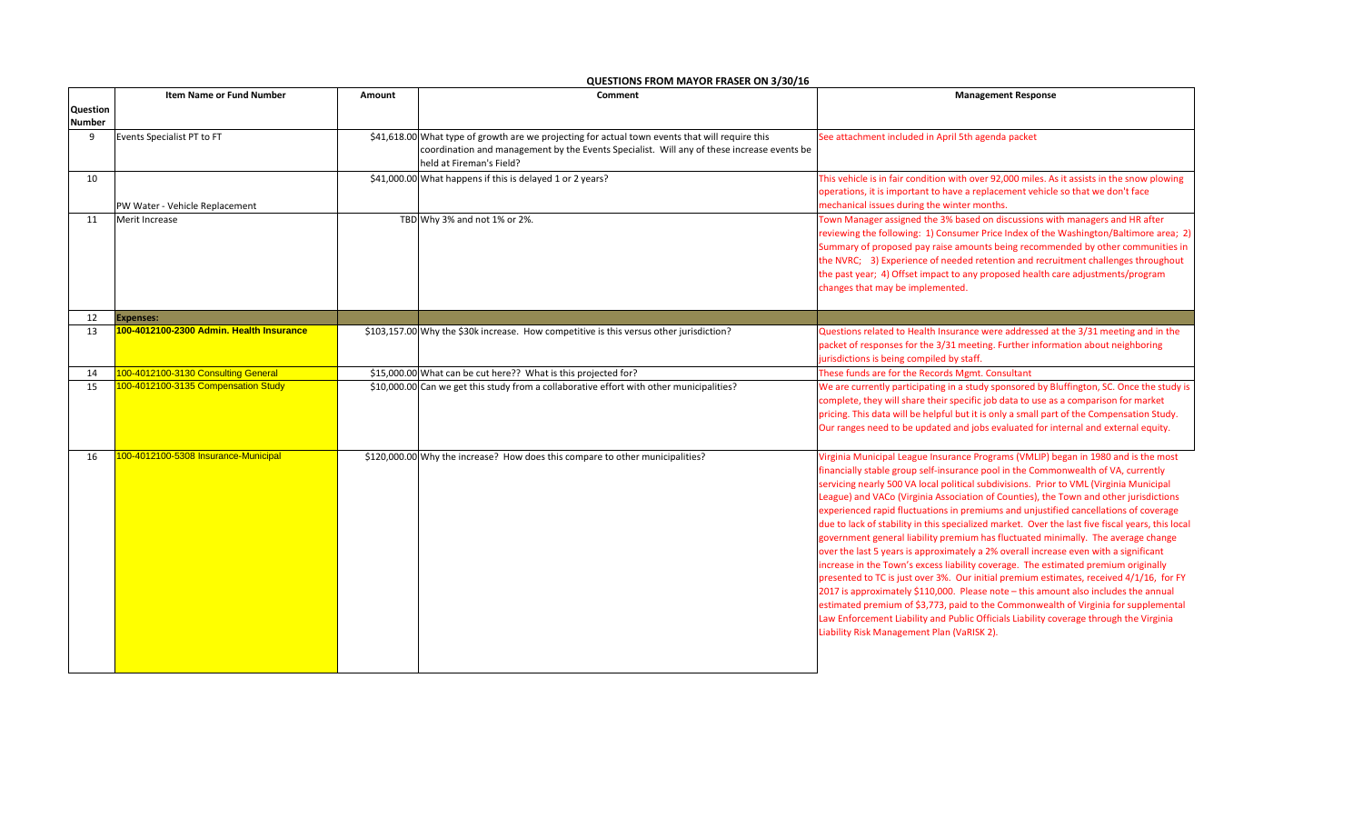## QUESTIONS FROM MAYOR FRASER ON 3/30/16

| Question Number | Item Name or Fund Number | Amount | Comment | Management Response |
|---|---|---|---|---|
| 9 | Events Specialist PT to FT | $41,618.00 | What type of growth are we projecting for actual town events that will require this coordination and management by the Events Specialist. Will any of these increase events be held at Fireman's Field? | See attachment included in April 5th agenda packet |
| 10 | PW Water - Vehicle Replacement | $41,000.00 | What happens if this is delayed 1 or 2 years? | This vehicle is in fair condition with over 92,000 miles. As it assists in the snow plowing operations, it is important to have a replacement vehicle so that we don't face mechanical issues during the winter months. |
| 11 | Merit Increase | TBD | Why 3% and not 1% or 2%. | Town Manager assigned the 3% based on discussions with managers and HR after reviewing the following: 1) Consumer Price Index of the Washington/Baltimore area; 2) Summary of proposed pay raise amounts being recommended by other communities in the NVRC; 3) Experience of needed retention and recruitment challenges throughout the past year; 4) Offset impact to any proposed health care adjustments/program changes that may be implemented. |
| 12 | **Expenses:** | | | |
| 13 | **100-4012100-2300 Admin. Health Insurance** | $103,157.00 | Why the $30k increase. How competitive is this versus other jurisdiction? | Questions related to Health Insurance were addressed at the 3/31 meeting and in the packet of responses for the 3/31 meeting. Further information about neighboring jurisdictions is being compiled by staff. |
| 14 | 100-4012100-3130 Consulting General | $15,000.00 | What can be cut here?? What is this projected for? | These funds are for the Records Mgmt. Consultant |
| 15 | 100-4012100-3135 Compensation Study | $10,000.00 | Can we get this study from a collaborative effort with other municipalities? | We are currently participating in a study sponsored by Bluffington, SC. Once the study is complete, they will share their specific job data to use as a comparison for market pricing. This data will be helpful but it is only a small part of the Compensation Study. Our ranges need to be updated and jobs evaluated for internal and external equity. |
| 16 | 100-4012100-5308 Insurance-Municipal | $120,000.00 | Why the increase? How does this compare to other municipalities? | Virginia Municipal League Insurance Programs (VMLIP) began in 1980 and is the most financially stable group self-insurance pool in the Commonwealth of VA, currently servicing nearly 500 VA local political subdivisions. Prior to VML (Virginia Municipal League) and VACo (Virginia Association of Counties), the Town and other jurisdictions experienced rapid fluctuations in premiums and unjustified cancellations of coverage due to lack of stability in this specialized market. Over the last five fiscal years, this local government general liability premium has fluctuated minimally. The average change over the last 5 years is approximately a 2% overall increase even with a significant increase in the Town's excess liability coverage. The estimated premium originally presented to TC is just over 3%. Our initial premium estimates, received 4/1/16, for FY 2017 is approximately $110,000. Please note – this amount also includes the annual estimated premium of $3,773, paid to the Commonwealth of Virginia for supplemental Law Enforcement Liability and Public Officials Liability coverage through the Virginia Liability Risk Management Plan (VaRISK 2). |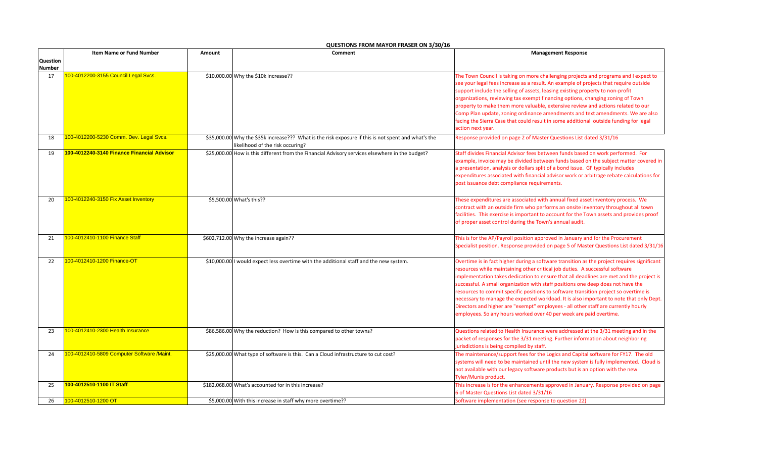# QUESTIONS FROM MAYOR FRASER ON 3/30/16

| Question Number | Item Name or Fund Number | Amount | Comment | Management Response |
|---|---|---|---|---|
| 17 | 100-4012200-3155 Council Legal Svcs. | $10,000.00 | Why the $10k increase?? | The Town Council is taking on more challenging projects and programs and I expect to see your legal fees increase as a result. An example of projects that require outside support include the selling of assets, leasing existing property to non-profit organizations, reviewing tax exempt financing options, changing zoning of Town property to make them more valuable, extensive review and actions related to our Comp Plan update, zoning ordinance amendments and text amendments. We are also facing the Sierra Case that could result in some additional outside funding for legal action next year. |
| 18 | 100-4012200-5230 Comm. Dev. Legal Svcs. | $35,000.00 | Why the $35k increase??? What is the risk exposure if this is not spent and what's the likelihood of the risk occuring? | Response provided on page 2 of Master Questions List dated 3/31/16 |
| 19 | **100-4012240-3140 Finance Financial Advisor** | $25,000.00 | How is this different from the Financial Advisory services elsewhere in the budget? | Staff divides Financial Advisor fees between funds based on work performed. For example, invoice may be divided between funds based on the subject matter covered in a presentation, analysis or dollars split of a bond issue. GF typically includes expenditures associated with financial advisor work or arbitrage rebate calculations for post issuance debt compliance requirements. |
| 20 | 100-4012240-3150 Fix Asset Inventory | $5,500.00 | What's this?? | These expenditures are associated with annual fixed asset inventory process. We contract with an outside firm who performs an onsite inventory throughout all town facilities. This exercise is important to account for the Town assets and provides proof of proper asset control during the Town's annual audit. |
| 21 | 100-4012410-1100 Finance Staff | $602,712.00 | Why the increase again?? | This is for the AP/Payroll position approved in January and for the Procurement Specialist position. Response provided on page 5 of Master Questions List dated 3/31/16 |
| 22 | 100-4012410-1200 Finance-OT | $10,000.00 | I would expect less overtime with the additional staff and the new system. | Overtime is in fact higher during a software transition as the project requires significant resources while maintaining other critical job duties. A successful software implementation takes dedication to ensure that all deadlines are met and the project is successful. A small organization with staff positions one deep does not have the resources to commit specific positions to software transition project so overtime is necessary to manage the expected workload. It is also important to note that only Dept. Directors and higher are "exempt" employees - all other staff are currently hourly employees. So any hours worked over 40 per week are paid overtime. |
| 23 | 100-4012410-2300 Health Insurance | $86,586.00 | Why the reduction? How is this compared to other towns? | Questions related to Health Insurance were addressed at the 3/31 meeting and in the packet of responses for the 3/31 meeting. Further information about neighboring jurisdictions is being compiled by staff. |
| 24 | 100-4012410-5809 Computer Software /Maint. | $25,000.00 | What type of software is this. Can a Cloud infrastructure to cut cost? | The maintenance/support fees for the Logics and Capital software for FY17. The old systems will need to be maintained until the new system is fully implemented. Cloud is not available with our legacy software products but is an option with the new Tyler/Munis product. |
| 25 | **100-4012510-1100 IT Staff** | $182,068.00 | What's accounted for in this increase? | This increase is for the enhancements approved in January. Response provided on page 6 of Master Questions List dated 3/31/16 |
| 26 | 100-4012510-1200 OT | $5,000.00 | With this increase in staff why more overtime?? | Software implementation (see response to question 22) |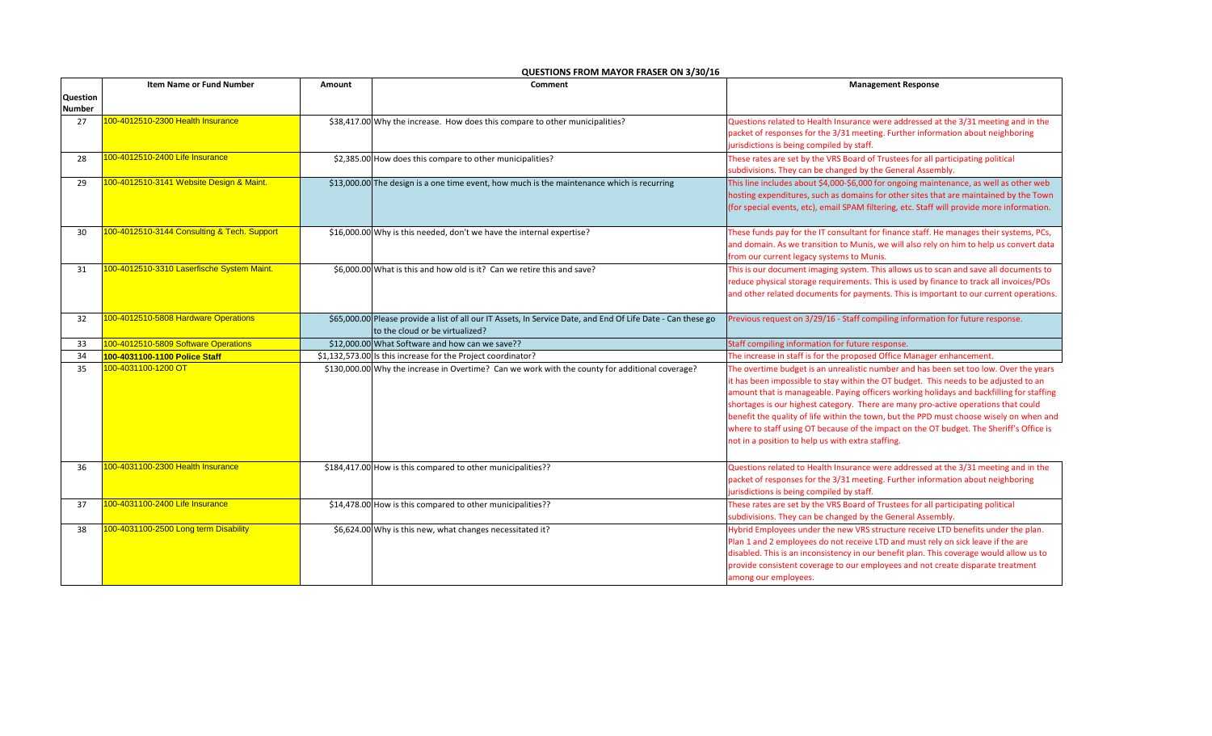## QUESTIONS FROM MAYOR FRASER ON 3/30/16

| Question Number | Item Name or Fund Number | Amount | Comment | Management Response |
|---|---|---|---|---|
| 27 | 100-4012510-2300 Health Insurance | $38,417.00 | Why the increase. How does this compare to other municipalities? | Questions related to Health Insurance were addressed at the 3/31 meeting and in the packet of responses for the 3/31 meeting. Further information about neighboring jurisdictions is being compiled by staff. |
| 28 | 100-4012510-2400 Life Insurance | $2,385.00 | How does this compare to other municipalities? | These rates are set by the VRS Board of Trustees for all participating political subdivisions. They can be changed by the General Assembly. |
| 29 | 100-4012510-3141 Website Design & Maint. | $13,000.00 | The design is a one time event, how much is the maintenance which is recurring | This line includes about $4,000-$6,000 for ongoing maintenance, as well as other web hosting expenditures, such as domains for other sites that are maintained by the Town (for special events, etc), email SPAM filtering, etc. Staff will provide more information. |
| 30 | 100-4012510-3144 Consulting & Tech. Support | $16,000.00 | Why is this needed, don't we have the internal expertise? | These funds pay for the IT consultant for finance staff. He manages their systems, PCs, and domain. As we transition to Munis, we will also rely on him to help us convert data from our current legacy systems to Munis. |
| 31 | 100-4012510-3310 Laserfische System Maint. | $6,000.00 | What is this and how old is it? Can we retire this and save? | This is our document imaging system. This allows us to scan and save all documents to reduce physical storage requirements. This is used by finance to track all invoices/POs and other related documents for payments. This is important to our current operations. |
| 32 | 100-4012510-5808 Hardware Operations | $65,000.00 | Please provide a list of all our IT Assets, In Service Date, and End Of Life Date - Can these go to the cloud or be virtualized? | Previous request on 3/29/16 - Staff compiling information for future response. |
| 33 | 100-4012510-5809 Software Operations | $12,000.00 | What Software and how can we save?? | Staff compiling information for future response. |
| 34 | **100-4031100-1100 Police Staff** | $1,132,573.00 | Is this increase for the Project coordinator? | The increase in staff is for the proposed Office Manager enhancement. |
| 35 | 100-4031100-1200 OT | $130,000.00 | Why the increase in Overtime? Can we work with the county for additional coverage? | The overtime budget is an unrealistic number and has been set too low. Over the years it has been impossible to stay within the OT budget. This needs to be adjusted to an amount that is manageable. Paying officers working holidays and backfilling for staffing shortages is our highest category. There are many pro-active operations that could benefit the quality of life within the town, but the PPD must choose wisely on when and where to staff using OT because of the impact on the OT budget. The Sheriff's Office is not in a position to help us with extra staffing. |
| 36 | 100-4031100-2300 Health Insurance | $184,417.00 | How is this compared to other municipalities?? | Questions related to Health Insurance were addressed at the 3/31 meeting and in the packet of responses for the 3/31 meeting. Further information about neighboring jurisdictions is being compiled by staff. |
| 37 | 100-4031100-2400 Life Insurance | $14,478.00 | How is this compared to other municipalities?? | These rates are set by the VRS Board of Trustees for all participating political subdivisions. They can be changed by the General Assembly. |
| 38 | 100-4031100-2500 Long term Disability | $6,624.00 | Why is this new, what changes necessitated it? | Hybrid Employees under the new VRS structure receive LTD benefits under the plan. Plan 1 and 2 employees do not receive LTD and must rely on sick leave if the are disabled. This is an inconsistency in our benefit plan. This coverage would allow us to provide consistent coverage to our employees and not create disparate treatment among our employees. |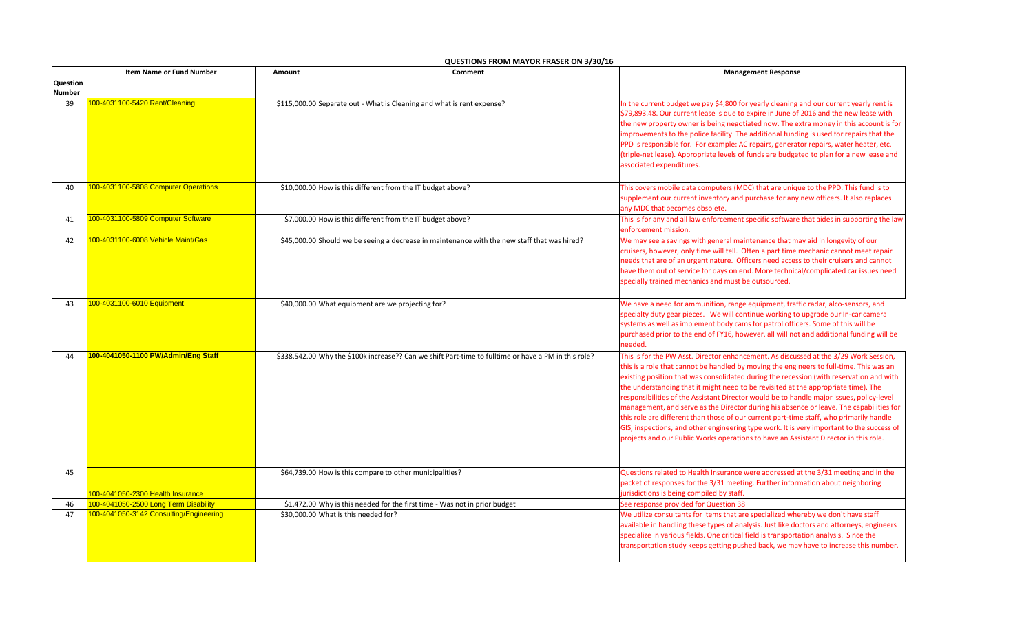## QUESTIONS FROM MAYOR FRASER ON 3/30/16

| Question Number | Item Name or Fund Number | Amount | Comment | Management Response |
|---|---|---|---|---|
| 39 | 100-4031100-5420 Rent/Cleaning | $115,000.00 | Separate out - What is Cleaning and what is rent expense? | In the current budget we pay $4,800 for yearly cleaning and our current yearly rent is $79,893.48. Our current lease is due to expire in June of 2016 and the new lease with the new property owner is being negotiated now. The extra money in this account is for improvements to the police facility. The additional funding is used for repairs that the PPD is responsible for. For example: AC repairs, generator repairs, water heater, etc. (triple-net lease). Appropriate levels of funds are budgeted to plan for a new lease and associated expenditures. |
| 40 | 100-4031100-5808 Computer Operations | $10,000.00 | How is this different from the IT budget above? | This covers mobile data computers (MDC) that are unique to the PPD. This fund is to supplement our current inventory and purchase for any new officers. It also replaces any MDC that becomes obsolete. |
| 41 | 100-4031100-5809 Computer Software | $7,000.00 | How is this different from the IT budget above? | This is for any and all law enforcement specific software that aides in supporting the law enforcement mission. |
| 42 | 100-4031100-6008 Vehicle Maint/Gas | $45,000.00 | Should we be seeing a decrease in maintenance with the new staff that was hired? | We may see a savings with general maintenance that may aid in longevity of our cruisers, however, only time will tell. Often a part time mechanic cannot meet repair needs that are of an urgent nature. Officers need access to their cruisers and cannot have them out of service for days on end. More technical/complicated car issues need specially trained mechanics and must be outsourced. |
| 43 | 100-4031100-6010 Equipment | $40,000.00 | What equipment are we projecting for? | We have a need for ammunition, range equipment, traffic radar, alco-sensors, and specialty duty gear pieces. We will continue working to upgrade our In-car camera systems as well as implement body cams for patrol officers. Some of this will be purchased prior to the end of FY16, however, all will not and additional funding will be needed. |
| 44 | **100-4041050-1100 PW/Admin/Eng Staff** | $338,542.00 | Why the $100k increase?? Can we shift Part-time to fulltime or have a PM in this role? | This is for the PW Asst. Director enhancement. As discussed at the 3/29 Work Session, this is a role that cannot be handled by moving the engineers to full-time. This was an existing position that was consolidated during the recession (with reservation and with the understanding that it might need to be revisited at the appropriate time). The responsibilities of the Assistant Director would be to handle major issues, policy-level management, and serve as the Director during his absence or leave. The capabilities for this role are different than those of our current part-time staff, who primarily handle GIS, inspections, and other engineering type work. It is very important to the success of projects and our Public Works operations to have an Assistant Director in this role. |
| 45 | 100-4041050-2300 Health Insurance | $64,739.00 | How is this compare to other municipalities? | Questions related to Health Insurance were addressed at the 3/31 meeting and in the packet of responses for the 3/31 meeting. Further information about neighboring jurisdictions is being compiled by staff. |
| 46 | 100-4041050-2500 Long Term Disability | $1,472.00 | Why is this needed for the first time - Was not in prior budget | See response provided for Question 38 |
| 47 | 100-4041050-3142 Consulting/Engineering | $30,000.00 | What is this needed for? | We utilize consultants for items that are specialized whereby we don't have staff available in handling these types of analysis. Just like doctors and attorneys, engineers specialize in various fields. One critical field is transportation analysis. Since the transportation study keeps getting pushed back, we may have to increase this number. |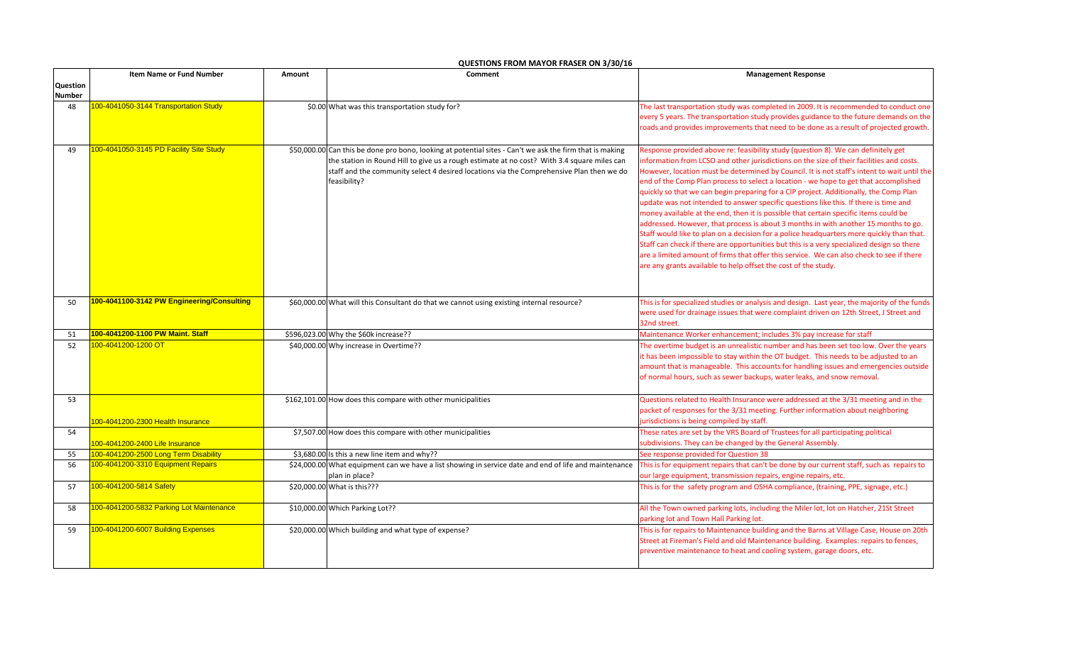## QUESTIONS FROM MAYOR FRASER ON 3/30/16

| Question Number | Item Name or Fund Number | Amount | Comment | Management Response |
|---|---|---|---|---|
| 48 | 100-4041050-3144 Transportation Study | $0.00 | What was this transportation study for? | The last transportation study was completed in 2009. It is recommended to conduct one every 5 years. The transportation study provides guidance to the future demands on the roads and provides improvements that need to be done as a result of projected growth. |
| 49 | 100-4041050-3145 PD Facility Site Study | $50,000.00 | Can this be done pro bono, looking at potential sites - Can't we ask the firm that is making the station in Round Hill to give us a rough estimate at no cost? With 3.4 square miles can staff and the community select 4 desired locations via the Comprehensive Plan then we do feasibility? | Response provided above re: feasibility study (question 8). We can definitely get information from LCSO and other jurisdictions on the size of their facilities and costs. However, location must be determined by Council. It is not staff's intent to wait until the end of the Comp Plan process to select a location - we hope to get that accomplished quickly so that we can begin preparing for a CIP project. Additionally, the Comp Plan update was not intended to answer specific questions like this. If there is time and money available at the end, then it is possible that certain specific items could be addressed. However, that process is about 3 months in with another 15 months to go. Staff would like to plan on a decision for a police headquarters more quickly than that. Staff can check if there are opportunities but this is a very specialized design so there are a limited amount of firms that offer this service. We can also check to see if there are any grants available to help offset the cost of the study. |
| 50 | **100-4041100-3142 PW Engineering/Consulting** | $60,000.00 | What will this Consultant do that we cannot using existing internal resource? | This is for specialized studies or analysis and design. Last year, the majority of the funds were used for drainage issues that were complaint driven on 12th Street, J Street and 32nd street. |
| 51 | **100-4041200-1100 PW Maint. Staff** | $596,023.00 | Why the $60k increase?? | Maintenance Worker enhancement; includes 3% pay increase for staff |
| 52 | 100-4041200-1200 OT | $40,000.00 | Why increase in Overtime?? | The overtime budget is an unrealistic number and has been set too low. Over the years it has been impossible to stay within the OT budget. This needs to be adjusted to an amount that is manageable. This accounts for handling issues and emergencies outside of normal hours, such as sewer backups, water leaks, and snow removal. |
| 53 | 100-4041200-2300 Health Insurance | $162,101.00 | How does this compare with other municipalities | Questions related to Health Insurance were addressed at the 3/31 meeting and in the packet of responses for the 3/31 meeting. Further information about neighboring jurisdictions is being compiled by staff. |
| 54 | 100-4041200-2400 Life Insurance | $7,507.00 | How does this compare with other municipalities | These rates are set by the VRS Board of Trustees for all participating political subdivisions. They can be changed by the General Assembly. |
| 55 | 100-4041200-2500 Long Term Disability | $3,680.00 | Is this a new line item and why?? | See response provided for Question 38 |
| 56 | 100-4041200-3310 Equipment Repairs | $24,000.00 | What equipment can we have a list showing in service date and end of life and maintenance plan in place? | This is for equipment repairs that can't be done by our current staff, such as repairs to our large equipment, transmission repairs, engine repairs, etc. |
| 57 | 100-4041200-5814 Safety | $20,000.00 | What is this??? | This is for the safety program and OSHA compliance, (training, PPE, signage, etc.) |
| 58 | 100-4041200-5832 Parking Lot Maintenance | $10,000.00 | Which Parking Lot?? | All the Town owned parking lots, including the Miler lot, lot on Hatcher, 21St Street parking lot and Town Hall Parking lot. |
| 59 | 100-4041200-6007 Building Expenses | $20,000.00 | Which building and what type of expense? | This is for repairs to Maintenance building and the Barns at Village Case, House on 20th Street at Fireman's Field and old Maintenance building. Examples: repairs to fences, preventive maintenance to heat and cooling system, garage doors, etc. |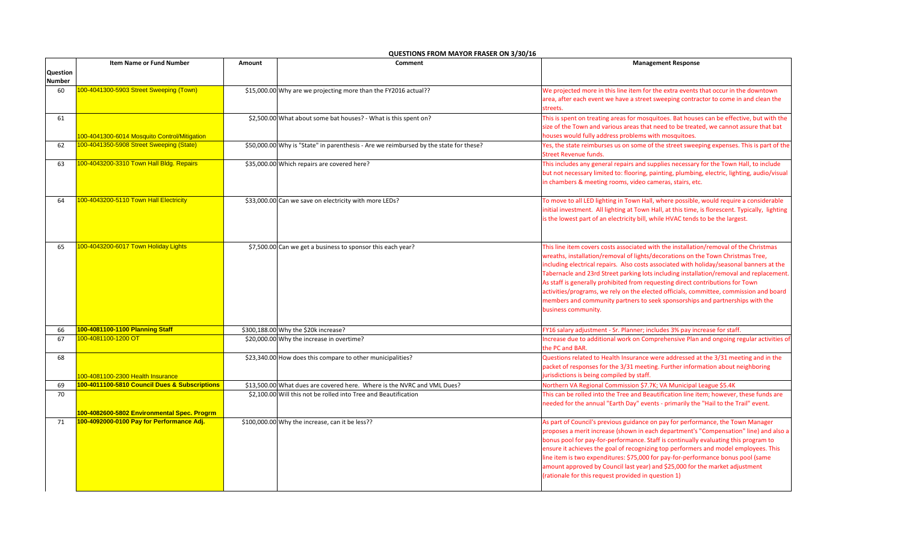## QUESTIONS FROM MAYOR FRASER ON 3/30/16

| Question Number | Item Name or Fund Number | Amount | Comment | Management Response |
|---|---|---|---|---|
| 60 | 100-4041300-5903 Street Sweeping (Town) | $15,000.00 | Why are we projecting more than the FY2016 actual?? | We projected more in this line item for the extra events that occur in the downtown area, after each event we have a street sweeping contractor to come in and clean the streets. |
| 61 | 100-4041300-6014 Mosquito Control/Mitigation | $2,500.00 | What about some bat houses? - What is this spent on? | This is spent on treating areas for mosquitoes. Bat houses can be effective, but with the size of the Town and various areas that need to be treated, we cannot assure that bat houses would fully address problems with mosquitoes. |
| 62 | 100-4041350-5908 Street Sweeping (State) | $50,000.00 | Why is "State" in parenthesis - Are we reimbursed by the state for these? | Yes, the state reimburses us on some of the street sweeping expenses. This is part of the Street Revenue funds. |
| 63 | 100-4043200-3310 Town Hall Bldg. Repairs | $35,000.00 | Which repairs are covered here? | This includes any general repairs and supplies necessary for the Town Hall, to include but not necessary limited to: flooring, painting, plumbing, electric, lighting, audio/visual in chambers & meeting rooms, video cameras, stairs, etc. |
| 64 | 100-4043200-5110 Town Hall Electricity | $33,000.00 | Can we save on electricity with more LEDs? | To move to all LED lighting in Town Hall, where possible, would require a considerable initial investment. All lighting at Town Hall, at this time, is florescent. Typically, lighting is the lowest part of an electricity bill, while HVAC tends to be the largest. |
| 65 | 100-4043200-6017 Town Holiday Lights | $7,500.00 | Can we get a business to sponsor this each year? | This line item covers costs associated with the installation/removal of the Christmas wreaths, installation/removal of lights/decorations on the Town Christmas Tree, including electrical repairs. Also costs associated with holiday/seasonal banners at the Tabernacle and 23rd Street parking lots including installation/removal and replacement. As staff is generally prohibited from requesting direct contributions for Town activities/programs, we rely on the elected officials, committee, commission and board members and community partners to seek sponsorships and partnerships with the business community. |
| 66 | **100-4081100-1100 Planning Staff** | $300,188.00 | Why the $20k increase? | FY16 salary adjustment - Sr. Planner; includes 3% pay increase for staff. |
| 67 | 100-4081100-1200 OT | $20,000.00 | Why the increase in overtime? | Increase due to additional work on Comprehensive Plan and ongoing regular activities of the PC and BAR. |
| 68 | 100-4081100-2300 Health Insurance | $23,340.00 | How does this compare to other municipalities? | Questions related to Health Insurance were addressed at the 3/31 meeting and in the packet of responses for the 3/31 meeting. Further information about neighboring jurisdictions is being compiled by staff. |
| 69 | **100-4011100-5810 Council Dues & Subscriptions** | $13,500.00 | What dues are covered here. Where is the NVRC and VML Dues? | Northern VA Regional Commission $7.7K; VA Municipal League $5.4K |
| 70 | **100-4082600-5802 Environmental Spec. Progrm** | $2,100.00 | Will this not be rolled into Tree and Beautification | This can be rolled into the Tree and Beautification line item; however, these funds are needed for the annual "Earth Day" events - primarily the "Hail to the Trail" event. |
| 71 | **100-4092000-0100 Pay for Performance Adj.** | $100,000.00 | Why the increase, can it be less?? | As part of Council's previous guidance on pay for performance, the Town Manager proposes a merit increase (shown in each department's "Compensation" line) and also a bonus pool for pay-for-performance. Staff is continually evaluating this program to ensure it achieves the goal of recognizing top performers and model employees. This line item is two expenditures: $75,000 for pay-for-performance bonus pool (same amount approved by Council last year) and $25,000 for the market adjustment (rationale for this request provided in question 1) |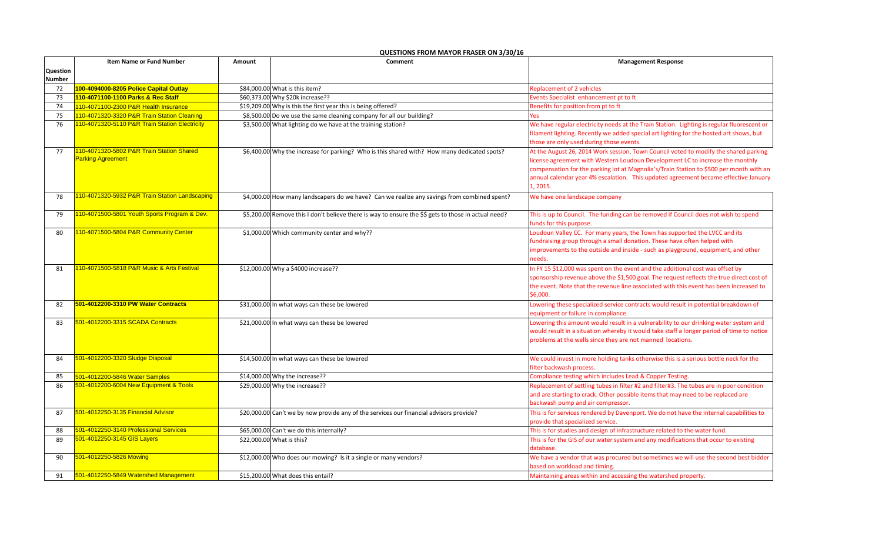# QUESTIONS FROM MAYOR FRASER ON 3/30/16

| Question Number | Item Name or Fund Number | Amount | Comment | Management Response |
|---|---|---|---|---|
| 72 | **100-4094000-8205 Police Capital Outlay** | $84,000.00 | What is this item? | Replacement of 2 vehicles |
| 73 | **110-4071100-1100 Parks & Rec Staff** | $60,373.00 | Why $20k increase?? | Events Specialist enhancement pt to ft |
| 74 | 110-4071100-2300 P&R Health Insurance | $19,209.00 | Why is this the first year this is being offered? | Benefits for position from pt to ft |
| 75 | 110-4071320-3320 P&R Train Station Cleaning | $8,500.00 | Do we use the same cleaning company for all our building? | Yes |
| 76 | 110-4071320-5110 P&R Train Station Electricity | $3,500.00 | What lighting do we have at the training station? | We have regular electricity needs at the Train Station. Lighting is regular fluorescent or filament lighting. Recently we added special art lighting for the hosted art shows, but those are only used during those events. |
| 77 | 110-4071320-5802 P&R Train Station Shared Parking Agreement | $6,400.00 | Why the increase for parking? Who is this shared with? How many dedicated spots? | At the August 26, 2014 Work session, Town Council voted to modify the shared parking license agreement with Western Loudoun Development LC to increase the monthly compensation for the parking lot at Magnolia's/Train Station to $500 per month with an annual calendar year 4% escalation. This updated agreement became effective January 1, 2015. |
| 78 | 110-4071320-5932 P&R Train Station Landscaping | $4,000.00 | How many landscapers do we have? Can we realize any savings from combined spent? | We have one landscape company |
| 79 | 110-4071500-5801 Youth Sports Program & Dev. | $5,200.00 | Remove this I don't believe there is way to ensure the $$ gets to those in actual need? | This is up to Council. The funding can be removed if Council does not wish to spend funds for this purpose. |
| 80 | 110-4071500-5804 P&R Community Center | $1,000.00 | Which community center and why?? | Loudoun Valley CC. For many years, the Town has supported the LVCC and its fundraising group through a small donation. These have often helped with improvements to the outside and inside - such as playground, equipment, and other needs. |
| 81 | 110-4071500-5818 P&R Music & Arts Festival | $12,000.00 | Why a $4000 increase?? | In FY 15 $12,000 was spent on the event and the additional cost was offset by sponsorship revenue above the $1,500 goal. The request reflects the true direct cost of the event. Note that the revenue line associated with this event has been increased to $6,000. |
| 82 | **501-4012200-3310 PW Water Contracts** | $31,000.00 | In what ways can these be lowered | Lowering these specialized service contracts would result in potential breakdown of equipment or failure in compliance. |
| 83 | 501-4012200-3315 SCADA Contracts | $21,000.00 | In what ways can these be lowered | Lowering this amount would result in a vulnerability to our drinking water system and would result in a situation whereby it would take staff a longer period of time to notice problems at the wells since they are not manned locations. |
| 84 | 501-4012200-3320 Sludge Disposal | $14,500.00 | In what ways can these be lowered | We could invest in more holding tanks otherwise this is a serious bottle neck for the filter backwash process. |
| 85 | 501-4012200-5846 Water Samples | $14,000.00 | Why the increase?? | Compliance testing which includes Lead & Copper Testing. |
| 86 | 501-4012200-6004 New Equipment & Tools | $29,000.00 | Why the increase?? | Replacement of settling tubes in filter #2 and filter#3. The tubes are in poor condition and are starting to crack. Other possible items that may need to be replaced are backwash pump and air compressor. |
| 87 | 501-4012250-3135 Financial Advisor | $20,000.00 | Can't we by now provide any of the services our financial advisors provide? | This is for services rendered by Davenport. We do not have the internal capabilities to provide that specialized service. |
| 88 | 501-4012250-3140 Professional Services | $65,000.00 | Can't we do this internally? | This is for studies and design of infrastructure related to the water fund. |
| 89 | 501-4012250-3145 GIS Layers | $22,000.00 | What is this? | This is for the GIS of our water system and any modifications that occur to existing database. |
| 90 | 501-4012250-5826 Mowing | $12,000.00 | Who does our mowing? Is it a single or many vendors? | We have a vendor that was procured but sometimes we will use the second best bidder based on workload and timing. |
| 91 | 501-4012250-5849 Watershed Management | $15,200.00 | What does this entail? | Maintaining areas within and accessing the watershed property. |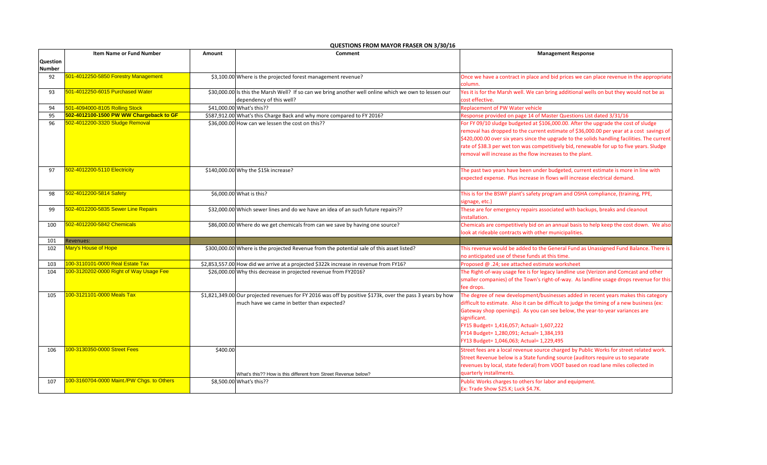## QUESTIONS FROM MAYOR FRASER ON 3/30/16

| Question Number | Item Name or Fund Number | Amount | Comment | Management Response |
|---|---|---|---|---|
| 92 | 501-4012250-5850 Forestry Management | $3,100.00 | Where is the projected forest management revenue? | Once we have a contract in place and bid prices we can place revenue in the appropriate column. |
| 93 | 501-4012250-6015 Purchased Water | $30,000.00 | Is this the Marsh Well? If so can we bring another well online which we own to lessen our dependency of this well? | Yes it is for the Marsh well. We can bring additional wells on but they would not be as cost effective. |
| 94 | 501-4094000-8105 Rolling Stock | $41,000.00 | What's this?? | Replacement of PW Water vehicle |
| 95 | **502-4012100-1500 PW WW Chargeback to GF** | $587,912.00 | What's this Charge Back and why more compared to FY 2016? | Response provided on page 14 of Master Questions List dated 3/31/16 |
| 96 | 502-4012200-3320 Sludge Removal | $36,000.00 | How can we lessen the cost on this?? | For FY 09/10 sludge budgeted at $106,000.00. After the upgrade the cost of sludge removal has dropped to the current estimate of $36,000.00 per year at a cost savings of $420,000.00 over six years since the upgrade to the solids handling facilities. The current rate of $38.3 per wet ton was competitively bid, renewable for up to five years. Sludge removal will increase as the flow increases to the plant. |
| 97 | 502-4012200-5110 Electricity | $140,000.00 | Why the $15k increase? | The past two years have been under budgeted, current estimate is more in line with expected expense. Plus increase in flows will increase electrical demand. |
| 98 | 502-4012200-5814 Safety | $6,000.00 | What is this? | This is for the BSWF plant's safety program and OSHA compliance, (training, PPE, signage, etc.) |
| 99 | 502-4012200-5835 Sewer Line Repairs | $32,000.00 | Which sewer lines and do we have an idea of an such future repairs?? | These are for emergency repairs associated with backups, breaks and cleanout installation. |
| 100 | 502-4012200-5842 Chemicals | $86,000.00 | Where do we get chemicals from can we save by having one source? | Chemicals are competitively bid on an annual basis to help keep the cost down. We also look at rideable contracts with other municipalities. |
| 101 | Revenues: | | | |
| 102 | Mary's House of Hope | $300,000.00 | Where is the projected Revenue from the potential sale of this asset listed? | This revenue would be added to the General Fund as Unassigned Fund Balance. There is no anticipated use of these funds at this time. |
| 103 | 100-3110101-0000 Real Estate Tax | $2,853,557.00 | How did we arrive at a projected $322k increase in revenue from FY16? | Proposed @ .24; see attached estimate worksheet |
| 104 | 100-3120202-0000 Right of Way Usage Fee | $26,000.00 | Why this decrease in projected revenue from FY2016? | The Right-of-way usage fee is for legacy landline use (Verizon and Comcast and other smaller companies) of the Town's right-of-way. As landline usage drops revenue for this fee drops. |
| 105 | 100-3121101-0000 Meals Tax | $1,821,349.00 | Our projected revenues for FY 2016 was off by positive $173k, over the pass 3 years by how much have we came in better than expected? | The degree of new development/businesses added in recent years makes this category difficult to estimate. Also it can be difficult to judge the timing of a new business (ex: Gateway shop openings). As you can see below, the year-to-year variances are significant.<br>FY15 Budget= 1,416,057; Actual= 1,607,222<br>FY14 Budget= 1,280,091; Actual= 1,384,193<br>FY13 Budget= 1,046,063; Actual= 1,229,495 |
| 106 | 100-3130350-0000 Street Fees | $400.00 | What's this?? How is this different from Street Revenue below? | Street fees are a local revenue source charged by Public Works for street related work. Street Revenue below is a State funding source (auditors require us to separate revenues by local, state federal) from VDOT based on road lane miles collected in quarterly installments. |
| 107 | 100-3160704-0000 Maint./PW Chgs. to Others | $8,500.00 | What's this?? | Public Works charges to others for labor and equipment.<br>Ex: Trade Show $25.K; Luck $4.7K. |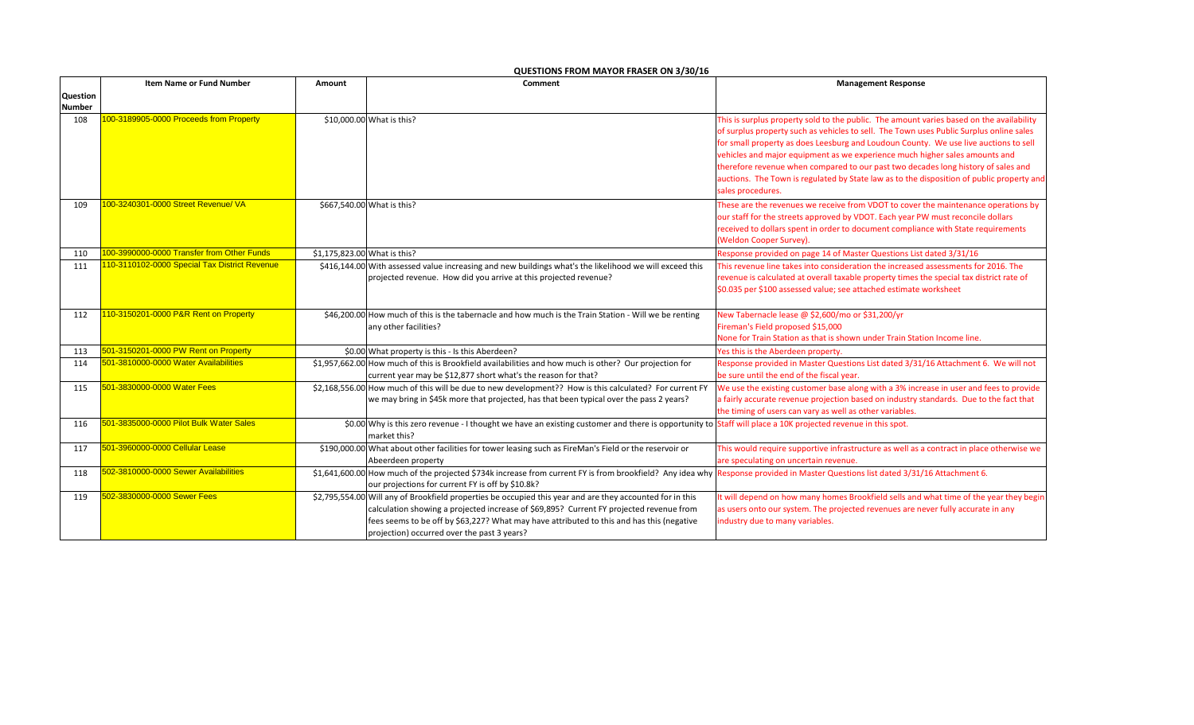## QUESTIONS FROM MAYOR FRASER ON 3/30/16

| Question Number | Item Name or Fund Number | Amount | Comment | Management Response |
|---|---|---|---|---|
| 108 | 100-3189905-0000 Proceeds from Property | $10,000.00 | What is this? | This is surplus property sold to the public. The amount varies based on the availability of surplus property such as vehicles to sell. The Town uses Public Surplus online sales for small property as does Leesburg and Loudoun County. We use live auctions to sell vehicles and major equipment as we experience much higher sales amounts and therefore revenue when compared to our past two decades long history of sales and auctions. The Town is regulated by State law as to the disposition of public property and sales procedures. |
| 109 | 100-3240301-0000 Street Revenue/ VA | $667,540.00 | What is this? | These are the revenues we receive from VDOT to cover the maintenance operations by our staff for the streets approved by VDOT. Each year PW must reconcile dollars received to dollars spent in order to document compliance with State requirements (Weldon Cooper Survey). |
| 110 | 100-3990000-0000 Transfer from Other Funds | $1,175,823.00 | What is this? | Response provided on page 14 of Master Questions List dated 3/31/16 |
| 111 | 110-3110102-0000 Special Tax District Revenue | $416,144.00 | With assessed value increasing and new buildings what's the likelihood we will exceed this projected revenue. How did you arrive at this projected revenue? | This revenue line takes into consideration the increased assessments for 2016. The revenue is calculated at overall taxable property times the special tax district rate of $0.035 per $100 assessed value; see attached estimate worksheet |
| 112 | 110-3150201-0000 P&R Rent on Property | $46,200.00 | How much of this is the tabernacle and how much is the Train Station - Will we be renting any other facilities? | New Tabernacle lease @ $2,600/mo or $31,200/yr<br>Fireman's Field proposed $15,000<br>None for Train Station as that is shown under Train Station Income line. |
| 113 | 501-3150201-0000 PW Rent on Property | $0.00 | What property is this - Is this Aberdeen? | Yes this is the Aberdeen property. |
| 114 | 501-3810000-0000 Water Availabilities | $1,957,662.00 | How much of this is Brookfield availabilities and how much is other? Our projection for current year may be $12,877 short what's the reason for that? | Response provided in Master Questions List dated 3/31/16 Attachment 6. We will not be sure until the end of the fiscal year. |
| 115 | 501-3830000-0000 Water Fees | $2,168,556.00 | How much of this will be due to new development?? How is this calculated? For current FY we may bring in $45k more that projected, has that been typical over the pass 2 years? | We use the existing customer base along with a 3% increase in user and fees to provide a fairly accurate revenue projection based on industry standards. Due to the fact that the timing of users can vary as well as other variables. |
| 116 | 501-3835000-0000 Pilot Bulk Water Sales | $0.00 | Why is this zero revenue - I thought we have an existing customer and there is opportunity to market this? | Staff will place a 10K projected revenue in this spot. |
| 117 | 501-3960000-0000 Cellular Lease | $190,000.00 | What about other facilities for tower leasing such as FireMan's Field or the reservoir or Abeerdeen property | This would require supportive infrastructure as well as a contract in place otherwise we are speculating on uncertain revenue. |
| 118 | 502-3810000-0000 Sewer Availabilities | $1,641,600.00 | How much of the projected $734k increase from current FY is from brookfield? Any idea why our projections for current FY is off by $10.8k? | Response provided in Master Questions list dated 3/31/16 Attachment 6. |
| 119 | 502-3830000-0000 Sewer Fees | $2,795,554.00 | Will any of Brookfield properties be occupied this year and are they accounted for in this calculation showing a projected increase of $69,895? Current FY projected revenue from fees seems to be off by $63,227? What may have attributed to this and has this (negative projection) occurred over the past 3 years? | It will depend on how many homes Brookfield sells and what time of the year they begin as users onto our system. The projected revenues are never fully accurate in any industry due to many variables. |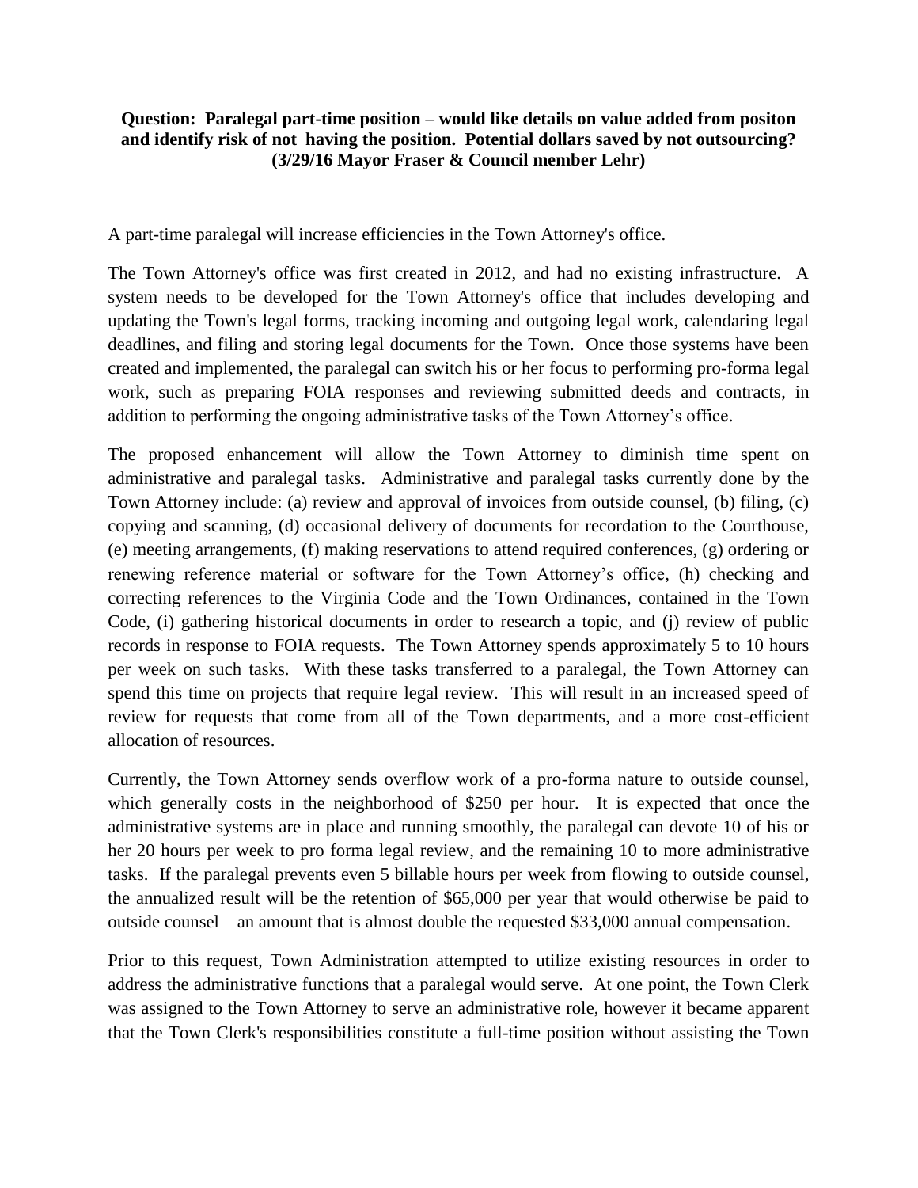**Question: Paralegal part-time position – would like details on value added from positon and identify risk of not having the position. Potential dollars saved by not outsourcing? (3/29/16 Mayor Fraser & Council member Lehr)**

A part-time paralegal will increase efficiencies in the Town Attorney's office.

The Town Attorney's office was first created in 2012, and had no existing infrastructure. A system needs to be developed for the Town Attorney's office that includes developing and updating the Town's legal forms, tracking incoming and outgoing legal work, calendaring legal deadlines, and filing and storing legal documents for the Town. Once those systems have been created and implemented, the paralegal can switch his or her focus to performing pro-forma legal work, such as preparing FOIA responses and reviewing submitted deeds and contracts, in addition to performing the ongoing administrative tasks of the Town Attorney's office.

The proposed enhancement will allow the Town Attorney to diminish time spent on administrative and paralegal tasks. Administrative and paralegal tasks currently done by the Town Attorney include: (a) review and approval of invoices from outside counsel, (b) filing, (c) copying and scanning, (d) occasional delivery of documents for recordation to the Courthouse, (e) meeting arrangements, (f) making reservations to attend required conferences, (g) ordering or renewing reference material or software for the Town Attorney's office, (h) checking and correcting references to the Virginia Code and the Town Ordinances, contained in the Town Code, (i) gathering historical documents in order to research a topic, and (j) review of public records in response to FOIA requests. The Town Attorney spends approximately 5 to 10 hours per week on such tasks. With these tasks transferred to a paralegal, the Town Attorney can spend this time on projects that require legal review. This will result in an increased speed of review for requests that come from all of the Town departments, and a more cost-efficient allocation of resources.

Currently, the Town Attorney sends overflow work of a pro-forma nature to outside counsel, which generally costs in the neighborhood of $250 per hour. It is expected that once the administrative systems are in place and running smoothly, the paralegal can devote 10 of his or her 20 hours per week to pro forma legal review, and the remaining 10 to more administrative tasks. If the paralegal prevents even 5 billable hours per week from flowing to outside counsel, the annualized result will be the retention of $65,000 per year that would otherwise be paid to outside counsel – an amount that is almost double the requested $33,000 annual compensation.

Prior to this request, Town Administration attempted to utilize existing resources in order to address the administrative functions that a paralegal would serve. At one point, the Town Clerk was assigned to the Town Attorney to serve an administrative role, however it became apparent that the Town Clerk's responsibilities constitute a full-time position without assisting the Town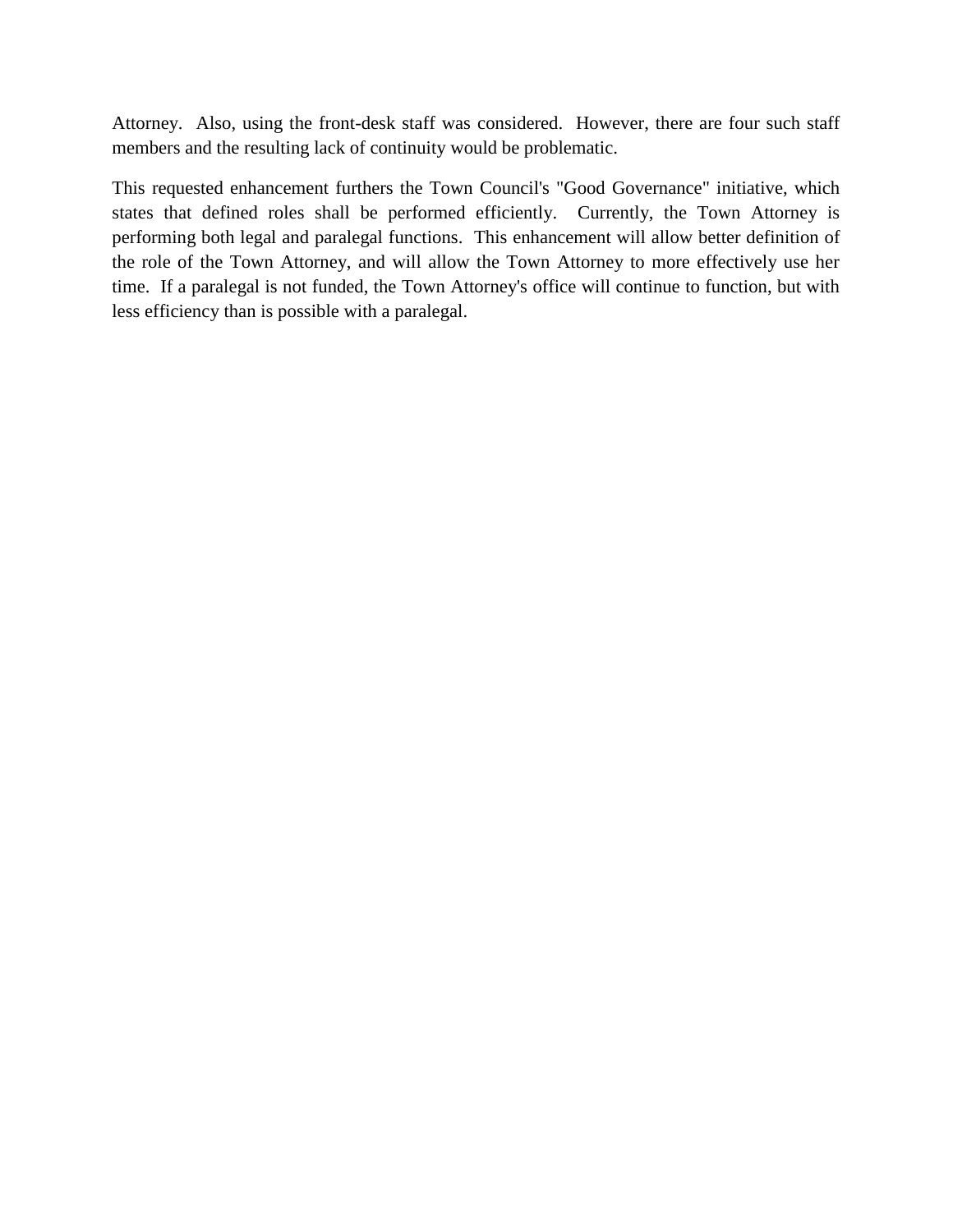Attorney. Also, using the front-desk staff was considered. However, there are four such staff members and the resulting lack of continuity would be problematic.

This requested enhancement furthers the Town Council's "Good Governance" initiative, which states that defined roles shall be performed efficiently. Currently, the Town Attorney is performing both legal and paralegal functions. This enhancement will allow better definition of the role of the Town Attorney, and will allow the Town Attorney to more effectively use her time. If a paralegal is not funded, the Town Attorney's office will continue to function, but with less efficiency than is possible with a paralegal.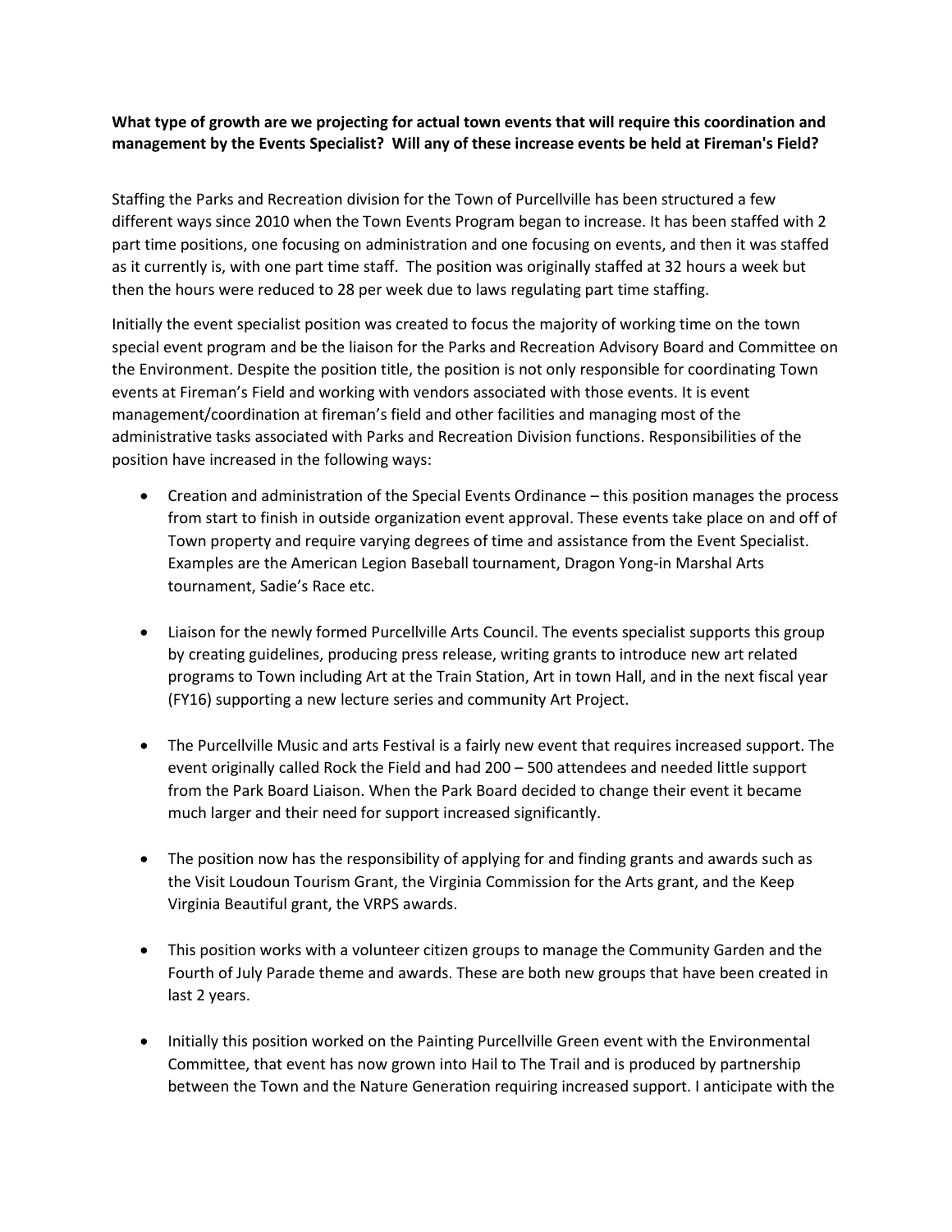**What type of growth are we projecting for actual town events that will require this coordination and management by the Events Specialist? Will any of these increase events be held at Fireman's Field?**

Staffing the Parks and Recreation division for the Town of Purcellville has been structured a few different ways since 2010 when the Town Events Program began to increase. It has been staffed with 2 part time positions, one focusing on administration and one focusing on events, and then it was staffed as it currently is, with one part time staff. The position was originally staffed at 32 hours a week but then the hours were reduced to 28 per week due to laws regulating part time staffing.

Initially the event specialist position was created to focus the majority of working time on the town special event program and be the liaison for the Parks and Recreation Advisory Board and Committee on the Environment. Despite the position title, the position is not only responsible for coordinating Town events at Fireman's Field and working with vendors associated with those events. It is event management/coordination at fireman's field and other facilities and managing most of the administrative tasks associated with Parks and Recreation Division functions. Responsibilities of the position have increased in the following ways:

- Creation and administration of the Special Events Ordinance – this position manages the process from start to finish in outside organization event approval. These events take place on and off of Town property and require varying degrees of time and assistance from the Event Specialist. Examples are the American Legion Baseball tournament, Dragon Yong-in Marshal Arts tournament, Sadie's Race etc.

- Liaison for the newly formed Purcellville Arts Council. The events specialist supports this group by creating guidelines, producing press release, writing grants to introduce new art related programs to Town including Art at the Train Station, Art in town Hall, and in the next fiscal year (FY16) supporting a new lecture series and community Art Project.

- The Purcellville Music and arts Festival is a fairly new event that requires increased support. The event originally called Rock the Field and had 200 – 500 attendees and needed little support from the Park Board Liaison. When the Park Board decided to change their event it became much larger and their need for support increased significantly.

- The position now has the responsibility of applying for and finding grants and awards such as the Visit Loudoun Tourism Grant, the Virginia Commission for the Arts grant, and the Keep Virginia Beautiful grant, the VRPS awards.

- This position works with a volunteer citizen groups to manage the Community Garden and the Fourth of July Parade theme and awards. These are both new groups that have been created in last 2 years.

- Initially this position worked on the Painting Purcellville Green event with the Environmental Committee, that event has now grown into Hail to The Trail and is produced by partnership between the Town and the Nature Generation requiring increased support. I anticipate with the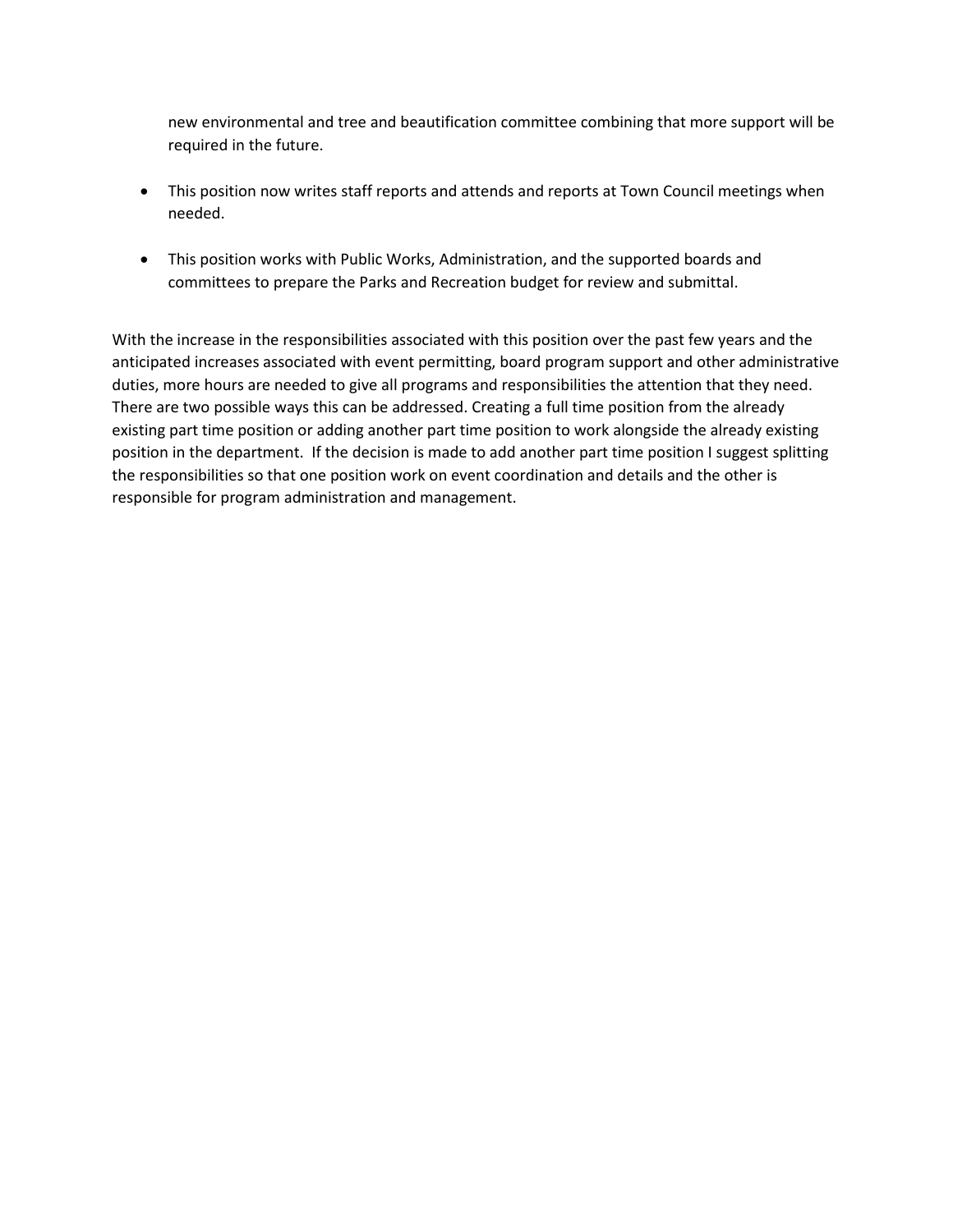new environmental and tree and beautification committee combining that more support will be required in the future.

- This position now writes staff reports and attends and reports at Town Council meetings when needed.
- This position works with Public Works, Administration, and the supported boards and committees to prepare the Parks and Recreation budget for review and submittal.

With the increase in the responsibilities associated with this position over the past few years and the anticipated increases associated with event permitting, board program support and other administrative duties, more hours are needed to give all programs and responsibilities the attention that they need. There are two possible ways this can be addressed. Creating a full time position from the already existing part time position or adding another part time position to work alongside the already existing position in the department. If the decision is made to add another part time position I suggest splitting the responsibilities so that one position work on event coordination and details and the other is responsible for program administration and management.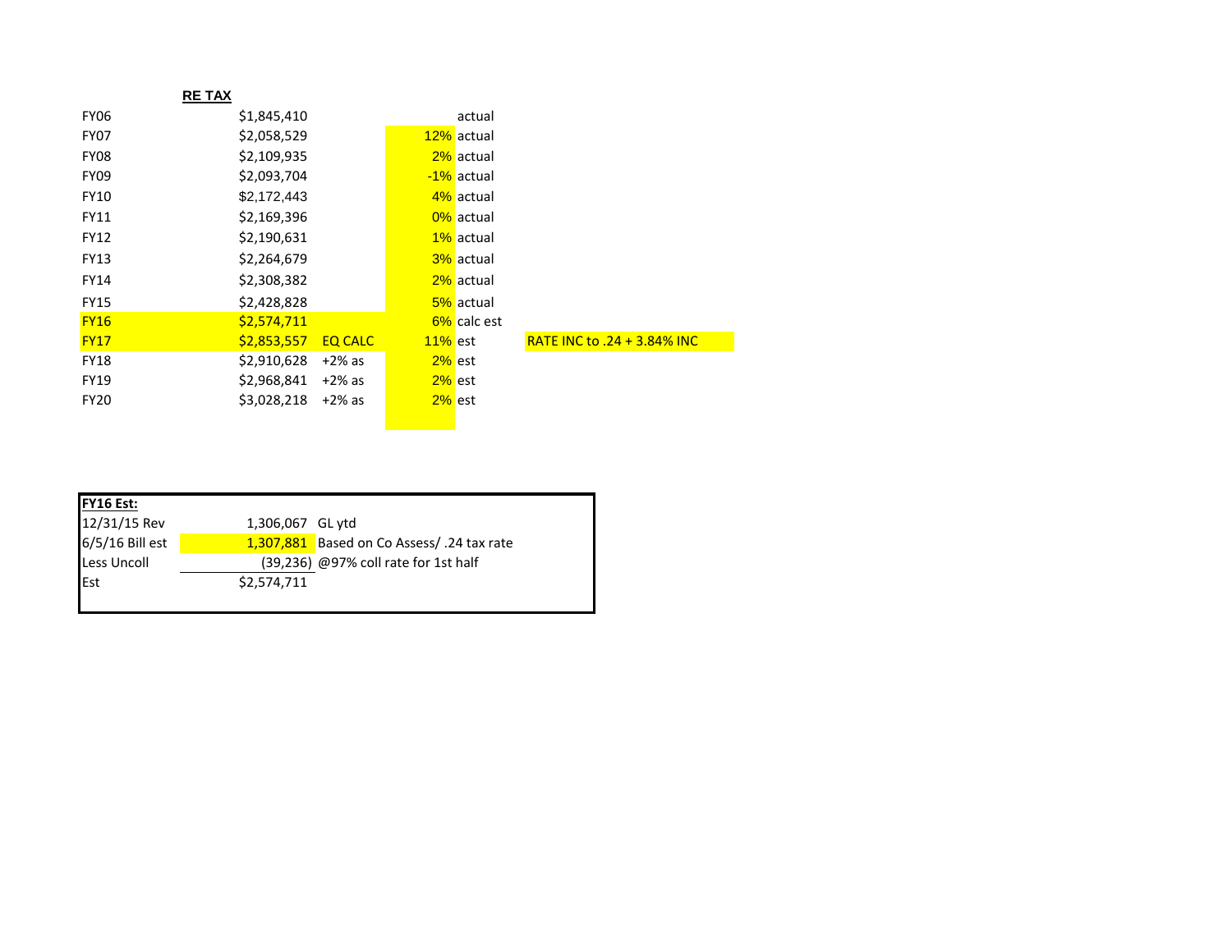| | **RE TAX** | | | | |
|---|---|---|---|---|---|
| FY06 | $1,845,410 | | | actual | |
| FY07 | $2,058,529 | | 12% | actual | |
| FY08 | $2,109,935 | | 2% | actual | |
| FY09 | $2,093,704 | | -1% | actual | |
| FY10 | $2,172,443 | | 4% | actual | |
| FY11 | $2,169,396 | | 0% | actual | |
| FY12 | $2,190,631 | | 1% | actual | |
| FY13 | $2,264,679 | | 3% | actual | |
| FY14 | $2,308,382 | | 2% | actual | |
| FY15 | $2,428,828 | | 5% | actual | |
| FY16 | $2,574,711 | | 6% | calc est | |
| FY17 | $2,853,557 | EQ CALC | 11% | est | RATE INC to .24 + 3.84% INC |
| FY18 | $2,910,628 | +2% as | 2% | est | |
| FY19 | $2,968,841 | +2% as | 2% | est | |
| FY20 | $3,028,218 | +2% as | 2% | est | |

| **FY16 Est:** | | |
|---|---|---|
| 12/31/15 Rev | 1,306,067 | GL ytd |
| 6/5/16 Bill est | 1,307,881 | Based on Co Assess/ .24 tax rate |
| Less Uncoll | (39,236) | @97% coll rate for 1st half |
| Est | $2,574,711 | |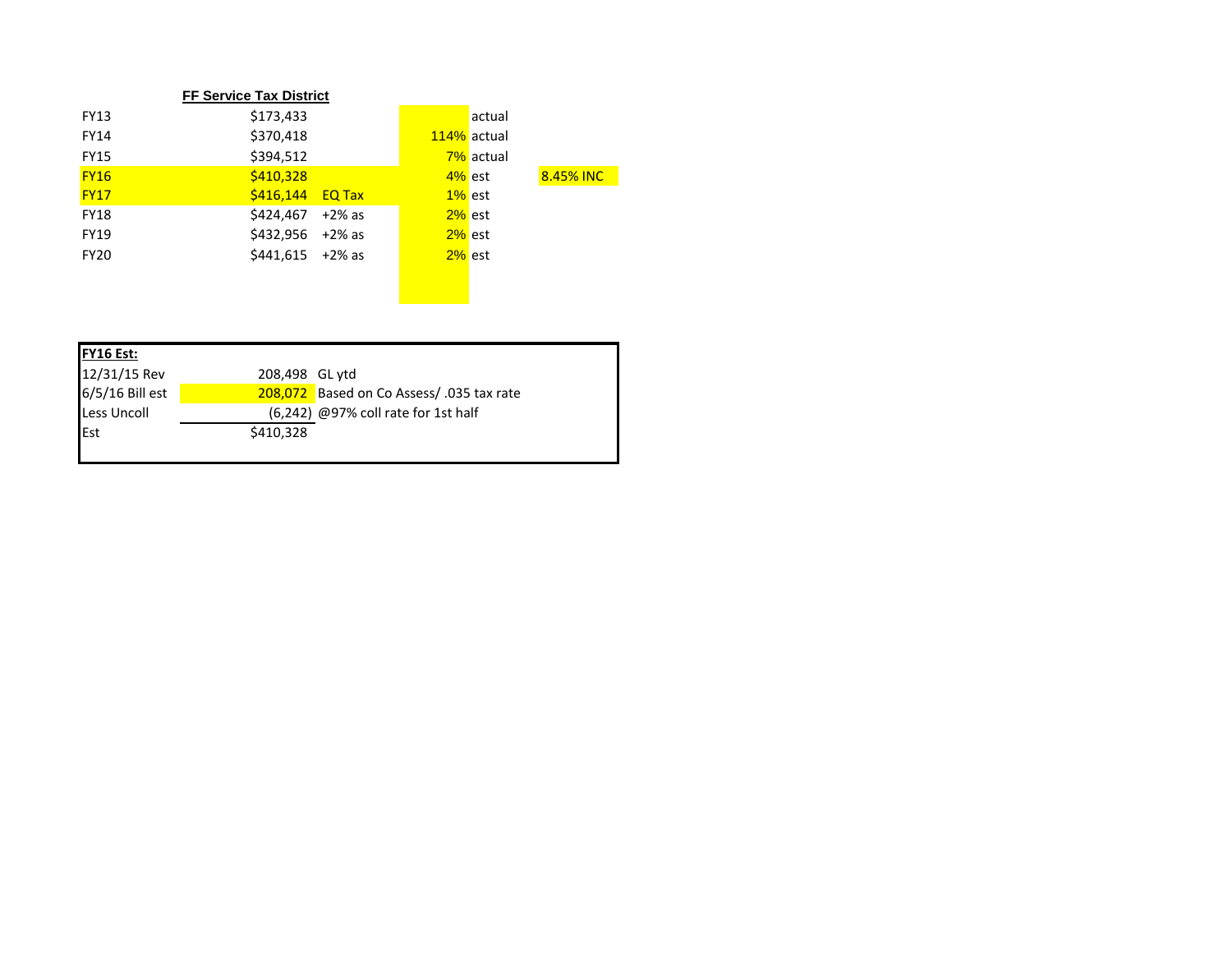**FF Service Tax District**

| | | | | | |
|---|---|---|---|---|---|
| FY13 | $173,433 | | | actual | |
| FY14 | $370,418 | | 114% | actual | |
| FY15 | $394,512 | | 7% | actual | |
| FY16 | $410,328 | | 4% | est | 8.45% INC |
| FY17 | $416,144 | EQ Tax | 1% | est | |
| FY18 | $424,467 | +2% as | 2% | est | |
| FY19 | $432,956 | +2% as | 2% | est | |
| FY20 | $441,615 | +2% as | 2% | est | |

| **FY16 Est:** | | |
|---|---|---|
| 12/31/15 Rev | 208,498 | GL ytd |
| 6/5/16 Bill est | 208,072 | Based on Co Assess/ .035 tax rate |
| Less Uncoll | (6,242) | @97% coll rate for 1st half |
| Est | $410,328 | |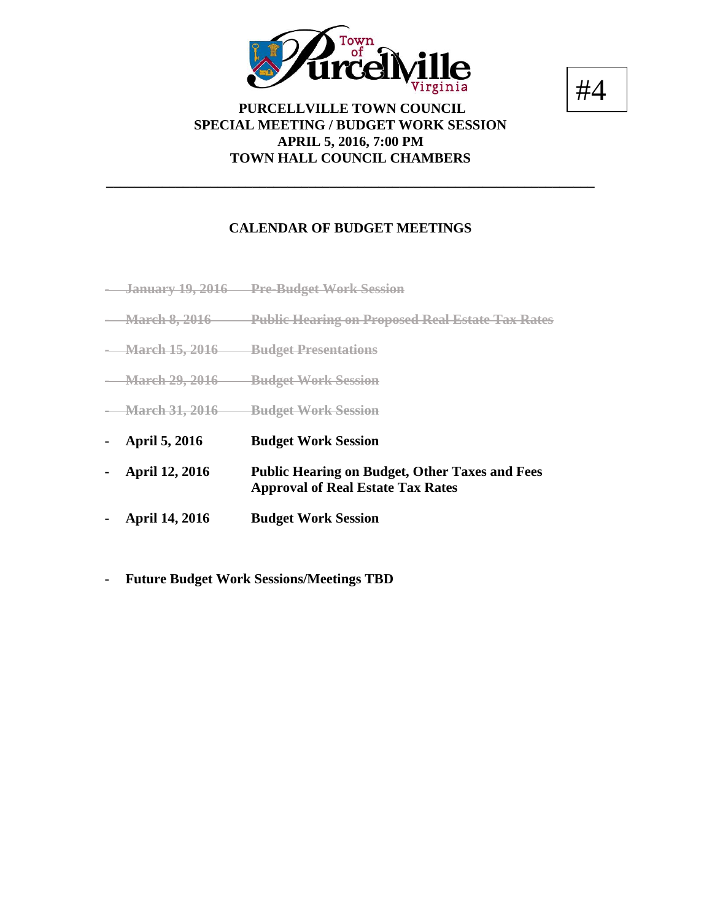#4

**PURCELLVILLE TOWN COUNCIL**
**SPECIAL MEETING / BUDGET WORK SESSION**
**APRIL 5, 2016, 7:00 PM**
**TOWN HALL COUNCIL CHAMBERS**

---

## CALENDAR OF BUDGET MEETINGS

- ~~January 19, 2016 — Pre-Budget Work Session~~
- ~~March 8, 2016 — Public Hearing on Proposed Real Estate Tax Rates~~
- ~~March 15, 2016 — Budget Presentations~~
- ~~March 29, 2016 — Budget Work Session~~
- ~~March 31, 2016 — Budget Work Session~~
- **April 5, 2016 — Budget Work Session**
- **April 12, 2016 — Public Hearing on Budget, Other Taxes and Fees; Approval of Real Estate Tax Rates**
- **April 14, 2016 — Budget Work Session**

- **Future Budget Work Sessions/Meetings TBD**